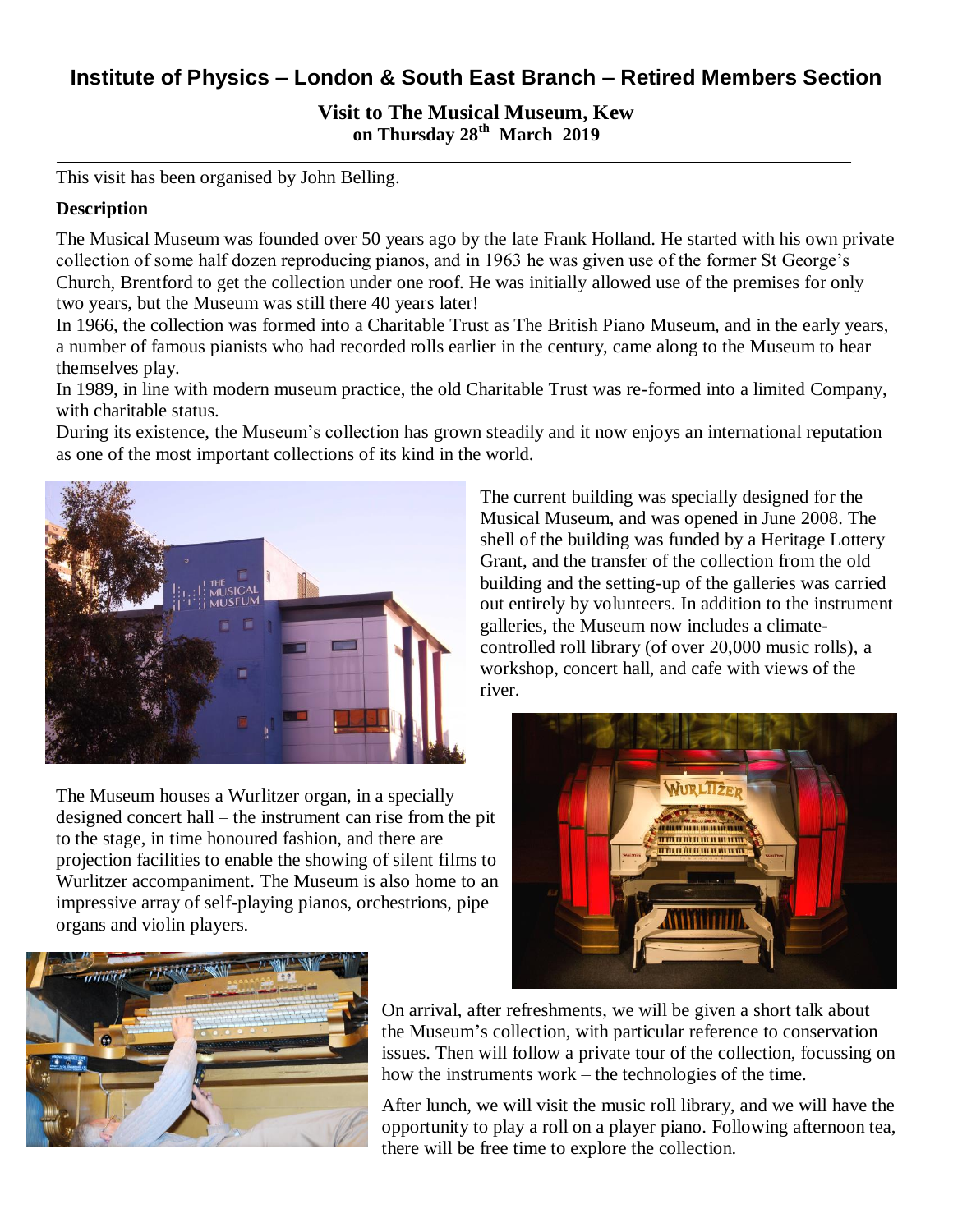## Institute of Physics – London & South East Branch – Retired Members Section

### Visit to The Musical Museum, Kew
### on Thursday 28th March 2019

---

This visit has been organised by John Belling.

**Description**

The Musical Museum was founded over 50 years ago by the late Frank Holland. He started with his own private collection of some half dozen reproducing pianos, and in 1963 he was given use of the former St George's Church, Brentford to get the collection under one roof. He was initially allowed use of the premises for only two years, but the Museum was still there 40 years later!

In 1966, the collection was formed into a Charitable Trust as The British Piano Museum, and in the early years, a number of famous pianists who had recorded rolls earlier in the century, came along to the Museum to hear themselves play.

In 1989, in line with modern museum practice, the old Charitable Trust was re-formed into a limited Company, with charitable status.

During its existence, the Museum's collection has grown steadily and it now enjoys an international reputation as one of the most important collections of its kind in the world.

The current building was specially designed for the Musical Museum, and was opened in June 2008. The shell of the building was funded by a Heritage Lottery Grant, and the transfer of the collection from the old building and the setting-up of the galleries was carried out entirely by volunteers. In addition to the instrument galleries, the Museum now includes a climate-controlled roll library (of over 20,000 music rolls), a workshop, concert hall, and cafe with views of the river.

The Museum houses a Wurlitzer organ, in a specially designed concert hall – the instrument can rise from the pit to the stage, in time honoured fashion, and there are projection facilities to enable the showing of silent films to Wurlitzer accompaniment. The Museum is also home to an impressive array of self-playing pianos, orchestrions, pipe organs and violin players.

On arrival, after refreshments, we will be given a short talk about the Museum's collection, with particular reference to conservation issues. Then will follow a private tour of the collection, focussing on how the instruments work – the technologies of the time.

After lunch, we will visit the music roll library, and we will have the opportunity to play a roll on a player piano. Following afternoon tea, there will be free time to explore the collection.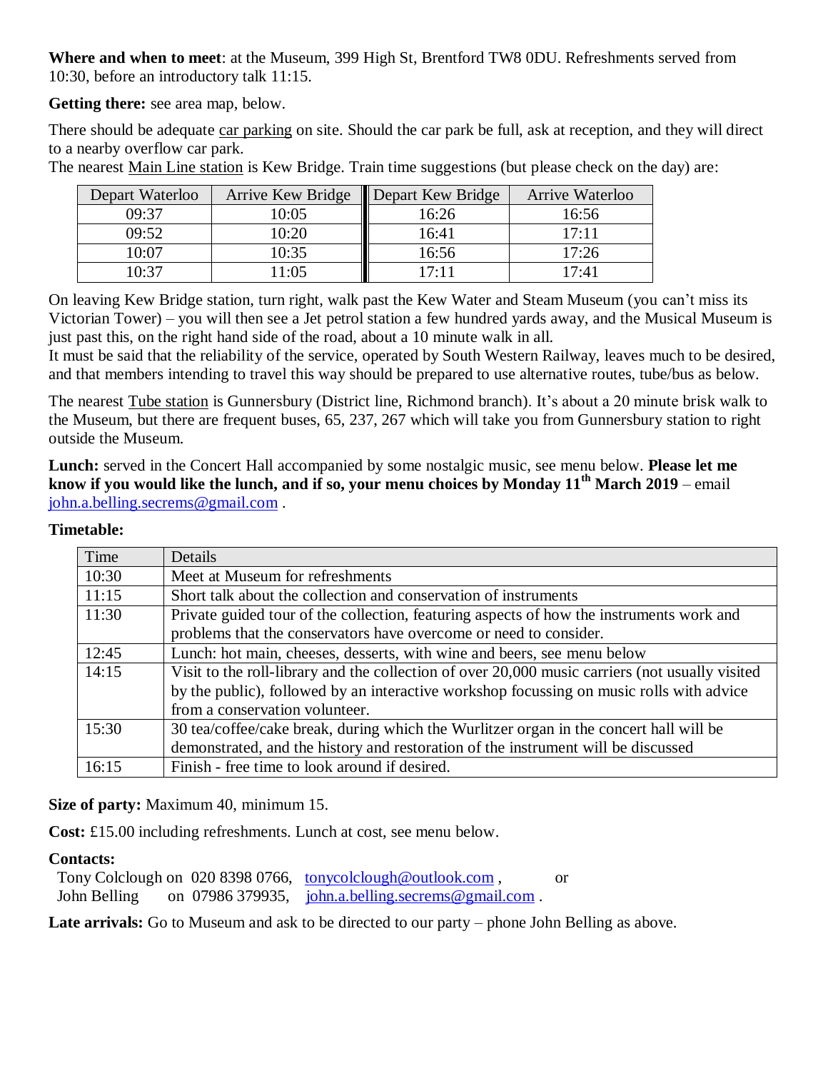**Where and when to meet**: at the Museum, 399 High St, Brentford TW8 0DU. Refreshments served from 10:30, before an introductory talk 11:15.

**Getting there:** see area map, below.

There should be adequate car parking on site. Should the car park be full, ask at reception, and they will direct to a nearby overflow car park.
The nearest Main Line station is Kew Bridge. Train time suggestions (but please check on the day) are:

| Depart Waterloo | Arrive Kew Bridge | Depart Kew Bridge | Arrive Waterloo |
|---|---|---|---|
| 09:37 | 10:05 | 16:26 | 16:56 |
| 09:52 | 10:20 | 16:41 | 17:11 |
| 10:07 | 10:35 | 16:56 | 17:26 |
| 10:37 | 11:05 | 17:11 | 17:41 |

On leaving Kew Bridge station, turn right, walk past the Kew Water and Steam Museum (you can't miss its Victorian Tower) – you will then see a Jet petrol station a few hundred yards away, and the Musical Museum is just past this, on the right hand side of the road, about a 10 minute walk in all.
It must be said that the reliability of the service, operated by South Western Railway, leaves much to be desired, and that members intending to travel this way should be prepared to use alternative routes, tube/bus as below.

The nearest Tube station is Gunnersbury (District line, Richmond branch). It's about a 20 minute brisk walk to the Museum, but there are frequent buses, 65, 237, 267 which will take you from Gunnersbury station to right outside the Museum.

**Lunch:** served in the Concert Hall accompanied by some nostalgic music, see menu below. **Please let me know if you would like the lunch, and if so, your menu choices by Monday 11th March 2019** – email john.a.belling.secrems@gmail.com .

**Timetable:**

| Time | Details |
|---|---|
| 10:30 | Meet at Museum for refreshments |
| 11:15 | Short talk about the collection and conservation of instruments |
| 11:30 | Private guided tour of the collection, featuring aspects of how the instruments work and problems that the conservators have overcome or need to consider. |
| 12:45 | Lunch: hot main, cheeses, desserts, with wine and beers, see menu below |
| 14:15 | Visit to the roll-library and the collection of over 20,000 music carriers (not usually visited by the public), followed by an interactive workshop focussing on music rolls with advice from a conservation volunteer. |
| 15:30 | 30 tea/coffee/cake break, during which the Wurlitzer organ in the concert hall will be demonstrated, and the history and restoration of the instrument will be discussed |
| 16:15 | Finish - free time to look around if desired. |

**Size of party:** Maximum 40, minimum 15.

**Cost:** £15.00 including refreshments. Lunch at cost, see menu below.

**Contacts:**
Tony Colclough on 020 8398 0766, tonycolclough@outlook.com , or
John Belling on 07986 379935, john.a.belling.secrems@gmail.com .

**Late arrivals:** Go to Museum and ask to be directed to our party – phone John Belling as above.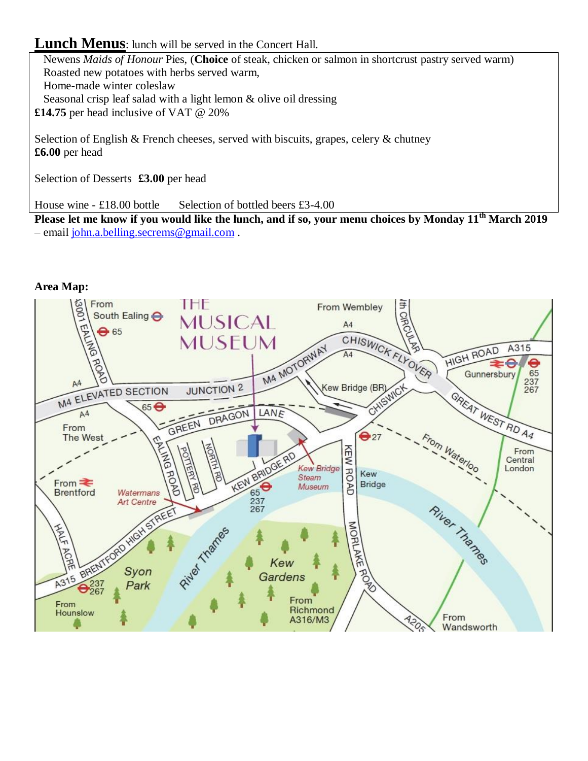**Lunch Menus**: lunch will be served in the Concert Hall.

Newens *Maids of Honour* Pies, (**Choice** of steak, chicken or salmon in shortcrust pastry served warm)
Roasted new potatoes with herbs served warm,
Home-made winter coleslaw
Seasonal crisp leaf salad with a light lemon & olive oil dressing
**£14.75** per head inclusive of VAT @ 20%

Selection of English & French cheeses, served with biscuits, grapes, celery & chutney
**£6.00** per head

Selection of Desserts **£3.00** per head

House wine - £18.00 bottle    Selection of bottled beers £3-4.00

**Please let me know if you would like the lunch, and if so, your menu choices by Monday 11th March 2019** – email john.a.belling.secrems@gmail.com .

**Area Map:**